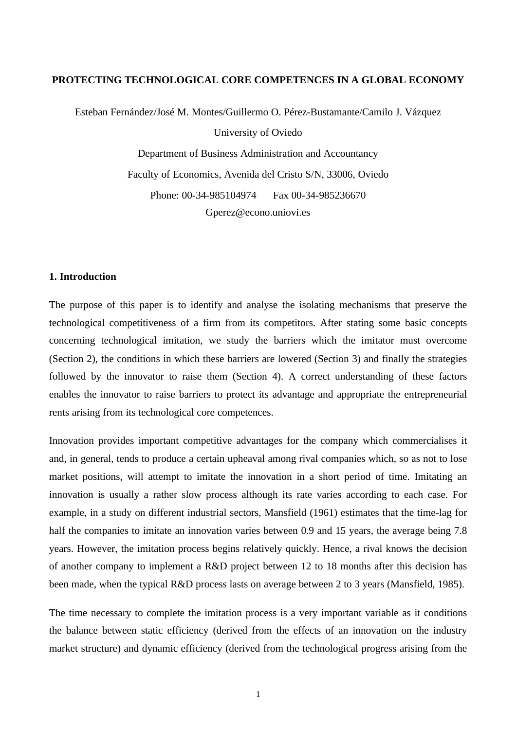# PROTECTING TECHNOLOGICAL CORE COMPETENCES IN A GLOBAL ECONOMY

Esteban Fernández/José M. Montes/Guillermo O. Pérez-Bustamante/Camilo J. Vázquez

University of Oviedo

Department of Business Administration and Accountancy

Faculty of Economics, Avenida del Cristo S/N, 33006, Oviedo

Phone: 00-34-985104974 Fax 00-34-985236670

Gperez@econo.uniovi.es

## 1. Introduction

The purpose of this paper is to identify and analyse the isolating mechanisms that preserve the technological competitiveness of a firm from its competitors. After stating some basic concepts concerning technological imitation, we study the barriers which the imitator must overcome (Section 2), the conditions in which these barriers are lowered (Section 3) and finally the strategies followed by the innovator to raise them (Section 4). A correct understanding of these factors enables the innovator to raise barriers to protect its advantage and appropriate the entrepreneurial rents arising from its technological core competences.

Innovation provides important competitive advantages for the company which commercialises it and, in general, tends to produce a certain upheaval among rival companies which, so as not to lose market positions, will attempt to imitate the innovation in a short period of time. Imitating an innovation is usually a rather slow process although its rate varies according to each case. For example, in a study on different industrial sectors, Mansfield (1961) estimates that the time-lag for half the companies to imitate an innovation varies between 0.9 and 15 years, the average being 7.8 years. However, the imitation process begins relatively quickly. Hence, a rival knows the decision of another company to implement a R&D project between 12 to 18 months after this decision has been made, when the typical R&D process lasts on average between 2 to 3 years (Mansfield, 1985).

The time necessary to complete the imitation process is a very important variable as it conditions the balance between static efficiency (derived from the effects of an innovation on the industry market structure) and dynamic efficiency (derived from the technological progress arising from the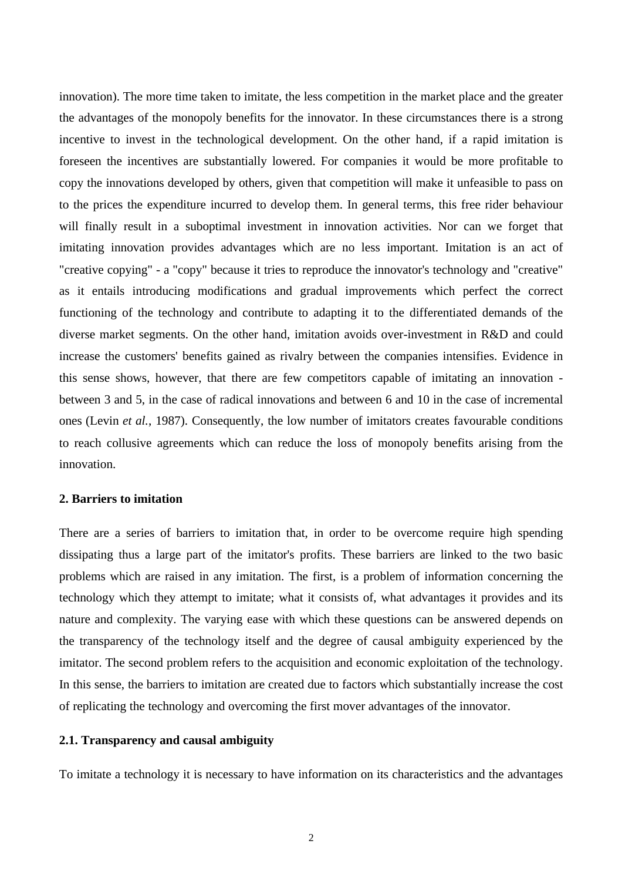innovation). The more time taken to imitate, the less competition in the market place and the greater the advantages of the monopoly benefits for the innovator. In these circumstances there is a strong incentive to invest in the technological development. On the other hand, if a rapid imitation is foreseen the incentives are substantially lowered. For companies it would be more profitable to copy the innovations developed by others, given that competition will make it unfeasible to pass on to the prices the expenditure incurred to develop them. In general terms, this free rider behaviour will finally result in a suboptimal investment in innovation activities. Nor can we forget that imitating innovation provides advantages which are no less important. Imitation is an act of "creative copying" - a "copy" because it tries to reproduce the innovator's technology and "creative" as it entails introducing modifications and gradual improvements which perfect the correct functioning of the technology and contribute to adapting it to the differentiated demands of the diverse market segments. On the other hand, imitation avoids over-investment in R&D and could increase the customers' benefits gained as rivalry between the companies intensifies. Evidence in this sense shows, however, that there are few competitors capable of imitating an innovation - between 3 and 5, in the case of radical innovations and between 6 and 10 in the case of incremental ones (Levin *et al.*, 1987). Consequently, the low number of imitators creates favourable conditions to reach collusive agreements which can reduce the loss of monopoly benefits arising from the innovation.

## 2. Barriers to imitation

There are a series of barriers to imitation that, in order to be overcome require high spending dissipating thus a large part of the imitator's profits. These barriers are linked to the two basic problems which are raised in any imitation. The first, is a problem of information concerning the technology which they attempt to imitate; what it consists of, what advantages it provides and its nature and complexity. The varying ease with which these questions can be answered depends on the transparency of the technology itself and the degree of causal ambiguity experienced by the imitator. The second problem refers to the acquisition and economic exploitation of the technology. In this sense, the barriers to imitation are created due to factors which substantially increase the cost of replicating the technology and overcoming the first mover advantages of the innovator.

### 2.1. Transparency and causal ambiguity

To imitate a technology it is necessary to have information on its characteristics and the advantages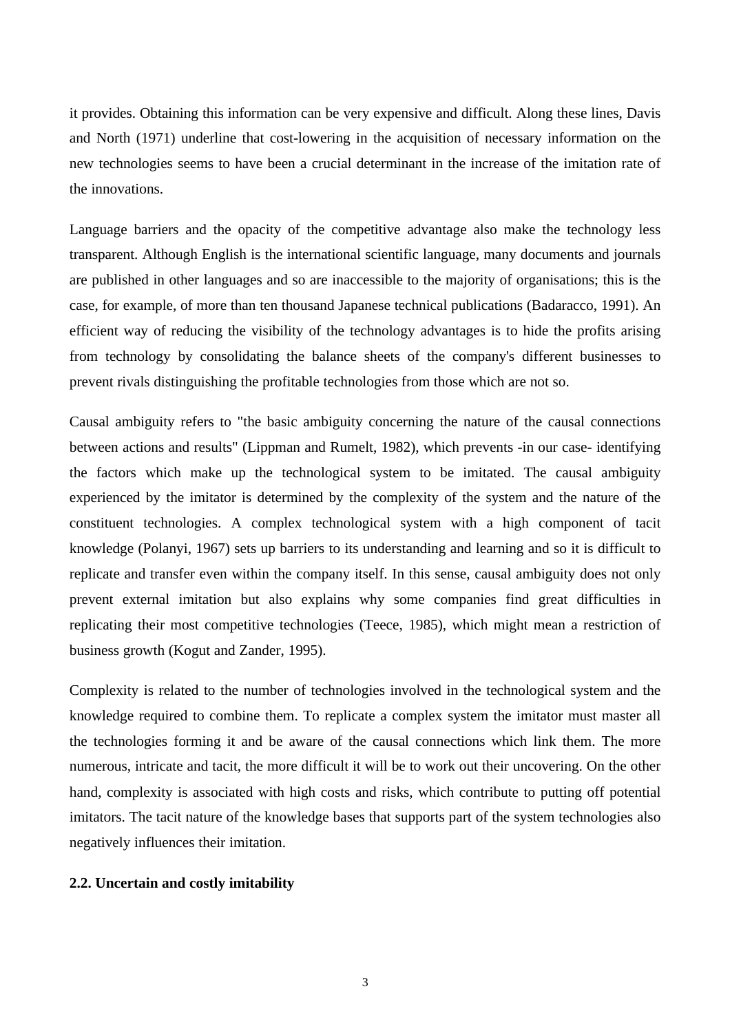it provides. Obtaining this information can be very expensive and difficult. Along these lines, Davis and North (1971) underline that cost-lowering in the acquisition of necessary information on the new technologies seems to have been a crucial determinant in the increase of the imitation rate of the innovations.

Language barriers and the opacity of the competitive advantage also make the technology less transparent. Although English is the international scientific language, many documents and journals are published in other languages and so are inaccessible to the majority of organisations; this is the case, for example, of more than ten thousand Japanese technical publications (Badaracco, 1991). An efficient way of reducing the visibility of the technology advantages is to hide the profits arising from technology by consolidating the balance sheets of the company's different businesses to prevent rivals distinguishing the profitable technologies from those which are not so.

Causal ambiguity refers to "the basic ambiguity concerning the nature of the causal connections between actions and results" (Lippman and Rumelt, 1982), which prevents -in our case- identifying the factors which make up the technological system to be imitated. The causal ambiguity experienced by the imitator is determined by the complexity of the system and the nature of the constituent technologies. A complex technological system with a high component of tacit knowledge (Polanyi, 1967) sets up barriers to its understanding and learning and so it is difficult to replicate and transfer even within the company itself. In this sense, causal ambiguity does not only prevent external imitation but also explains why some companies find great difficulties in replicating their most competitive technologies (Teece, 1985), which might mean a restriction of business growth (Kogut and Zander, 1995).

Complexity is related to the number of technologies involved in the technological system and the knowledge required to combine them. To replicate a complex system the imitator must master all the technologies forming it and be aware of the causal connections which link them. The more numerous, intricate and tacit, the more difficult it will be to work out their uncovering. On the other hand, complexity is associated with high costs and risks, which contribute to putting off potential imitators. The tacit nature of the knowledge bases that supports part of the system technologies also negatively influences their imitation.

### 2.2. Uncertain and costly imitability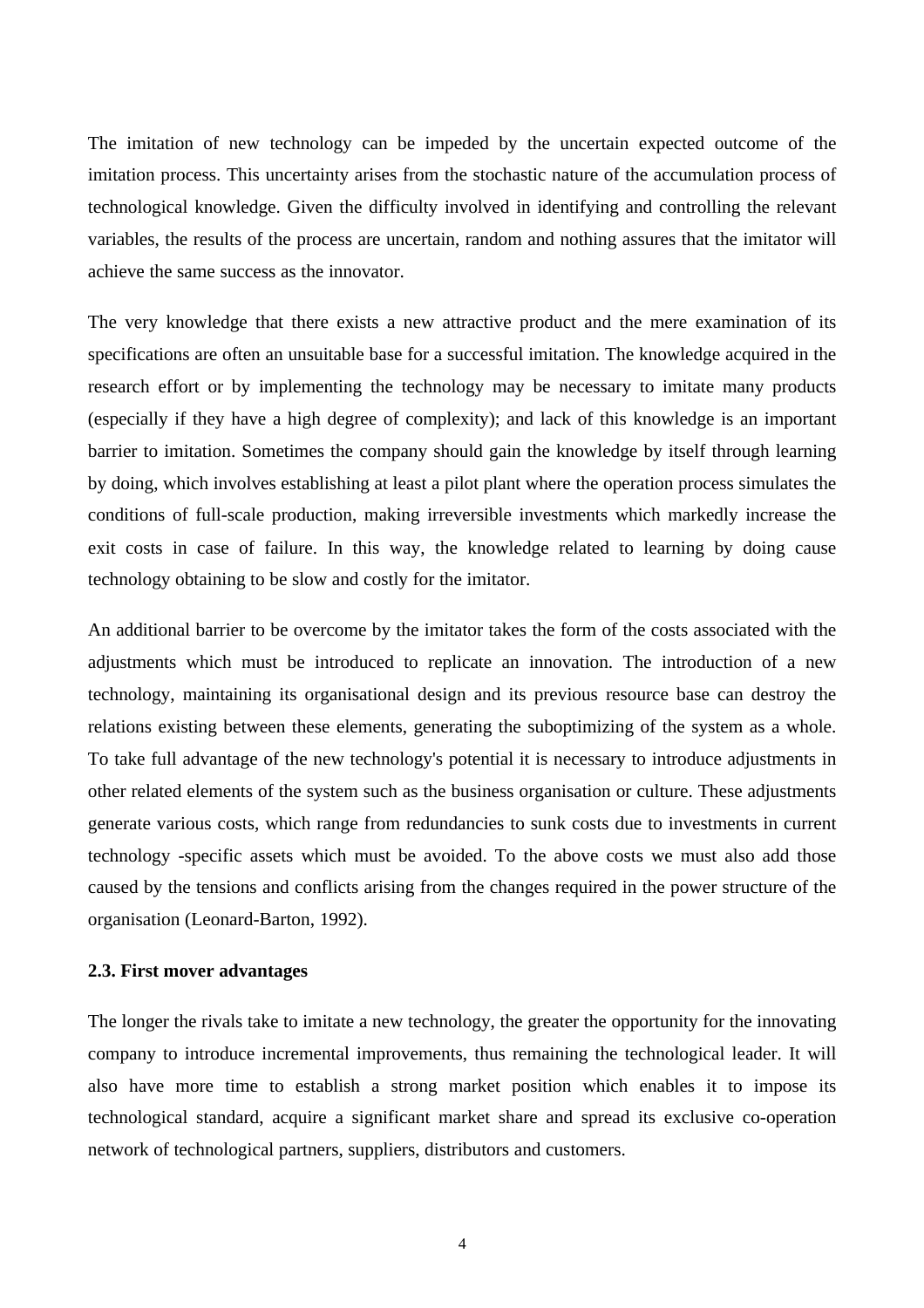The imitation of new technology can be impeded by the uncertain expected outcome of the imitation process. This uncertainty arises from the stochastic nature of the accumulation process of technological knowledge. Given the difficulty involved in identifying and controlling the relevant variables, the results of the process are uncertain, random and nothing assures that the imitator will achieve the same success as the innovator.

The very knowledge that there exists a new attractive product and the mere examination of its specifications are often an unsuitable base for a successful imitation. The knowledge acquired in the research effort or by implementing the technology may be necessary to imitate many products (especially if they have a high degree of complexity); and lack of this knowledge is an important barrier to imitation. Sometimes the company should gain the knowledge by itself through learning by doing, which involves establishing at least a pilot plant where the operation process simulates the conditions of full-scale production, making irreversible investments which markedly increase the exit costs in case of failure. In this way, the knowledge related to learning by doing cause technology obtaining to be slow and costly for the imitator.

An additional barrier to be overcome by the imitator takes the form of the costs associated with the adjustments which must be introduced to replicate an innovation. The introduction of a new technology, maintaining its organisational design and its previous resource base can destroy the relations existing between these elements, generating the suboptimizing of the system as a whole. To take full advantage of the new technology's potential it is necessary to introduce adjustments in other related elements of the system such as the business organisation or culture. These adjustments generate various costs, which range from redundancies to sunk costs due to investments in current technology -specific assets which must be avoided. To the above costs we must also add those caused by the tensions and conflicts arising from the changes required in the power structure of the organisation (Leonard-Barton, 1992).

### 2.3. First mover advantages

The longer the rivals take to imitate a new technology, the greater the opportunity for the innovating company to introduce incremental improvements, thus remaining the technological leader. It will also have more time to establish a strong market position which enables it to impose its technological standard, acquire a significant market share and spread its exclusive co-operation network of technological partners, suppliers, distributors and customers.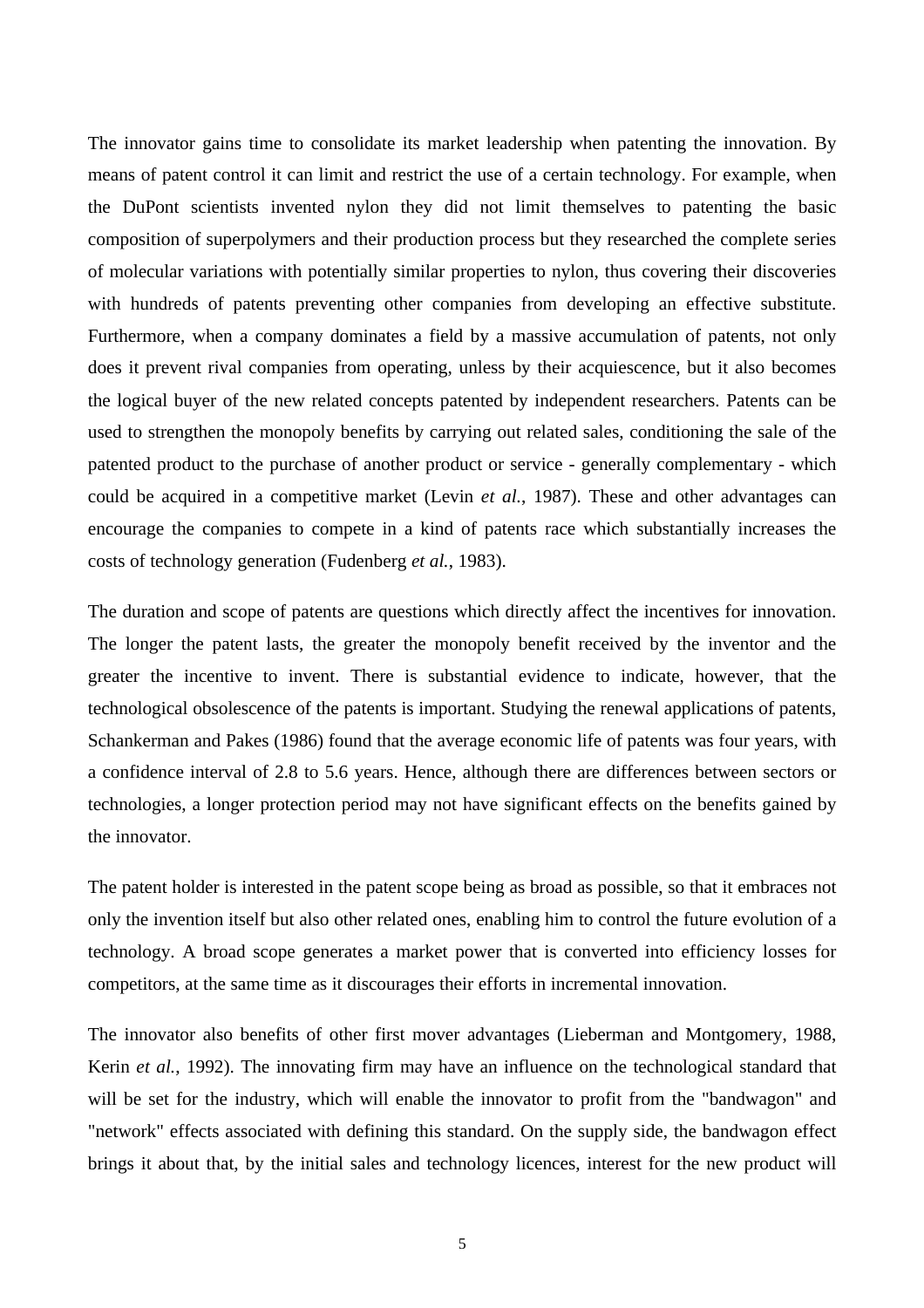The innovator gains time to consolidate its market leadership when patenting the innovation. By means of patent control it can limit and restrict the use of a certain technology. For example, when the DuPont scientists invented nylon they did not limit themselves to patenting the basic composition of superpolymers and their production process but they researched the complete series of molecular variations with potentially similar properties to nylon, thus covering their discoveries with hundreds of patents preventing other companies from developing an effective substitute. Furthermore, when a company dominates a field by a massive accumulation of patents, not only does it prevent rival companies from operating, unless by their acquiescence, but it also becomes the logical buyer of the new related concepts patented by independent researchers. Patents can be used to strengthen the monopoly benefits by carrying out related sales, conditioning the sale of the patented product to the purchase of another product or service - generally complementary - which could be acquired in a competitive market (Levin *et al.*, 1987). These and other advantages can encourage the companies to compete in a kind of patents race which substantially increases the costs of technology generation (Fudenberg *et al.*, 1983).

The duration and scope of patents are questions which directly affect the incentives for innovation. The longer the patent lasts, the greater the monopoly benefit received by the inventor and the greater the incentive to invent. There is substantial evidence to indicate, however, that the technological obsolescence of the patents is important. Studying the renewal applications of patents, Schankerman and Pakes (1986) found that the average economic life of patents was four years, with a confidence interval of 2.8 to 5.6 years. Hence, although there are differences between sectors or technologies, a longer protection period may not have significant effects on the benefits gained by the innovator.

The patent holder is interested in the patent scope being as broad as possible, so that it embraces not only the invention itself but also other related ones, enabling him to control the future evolution of a technology. A broad scope generates a market power that is converted into efficiency losses for competitors, at the same time as it discourages their efforts in incremental innovation.

The innovator also benefits of other first mover advantages (Lieberman and Montgomery, 1988, Kerin *et al.*, 1992). The innovating firm may have an influence on the technological standard that will be set for the industry, which will enable the innovator to profit from the "bandwagon" and "network" effects associated with defining this standard. On the supply side, the bandwagon effect brings it about that, by the initial sales and technology licences, interest for the new product will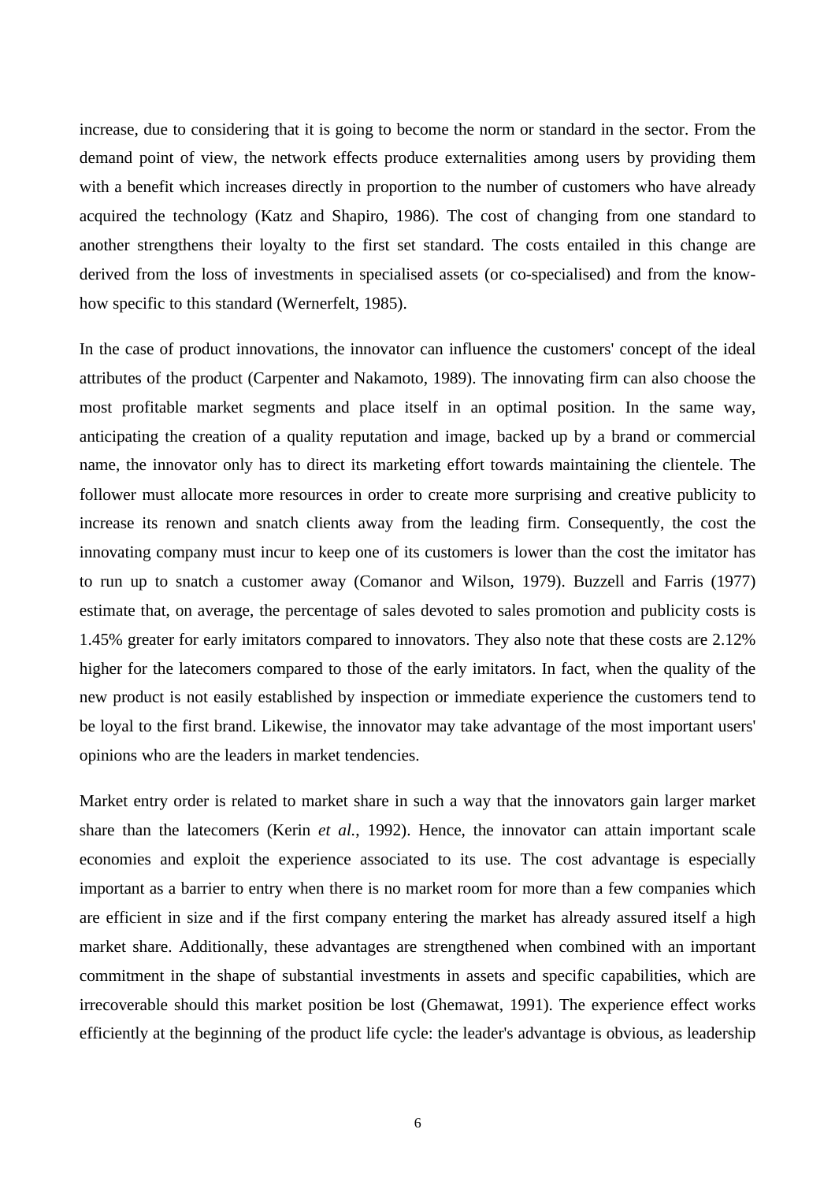increase, due to considering that it is going to become the norm or standard in the sector. From the demand point of view, the network effects produce externalities among users by providing them with a benefit which increases directly in proportion to the number of customers who have already acquired the technology (Katz and Shapiro, 1986). The cost of changing from one standard to another strengthens their loyalty to the first set standard. The costs entailed in this change are derived from the loss of investments in specialised assets (or co-specialised) and from the know-how specific to this standard (Wernerfelt, 1985).

In the case of product innovations, the innovator can influence the customers' concept of the ideal attributes of the product (Carpenter and Nakamoto, 1989). The innovating firm can also choose the most profitable market segments and place itself in an optimal position. In the same way, anticipating the creation of a quality reputation and image, backed up by a brand or commercial name, the innovator only has to direct its marketing effort towards maintaining the clientele. The follower must allocate more resources in order to create more surprising and creative publicity to increase its renown and snatch clients away from the leading firm. Consequently, the cost the innovating company must incur to keep one of its customers is lower than the cost the imitator has to run up to snatch a customer away (Comanor and Wilson, 1979). Buzzell and Farris (1977) estimate that, on average, the percentage of sales devoted to sales promotion and publicity costs is 1.45% greater for early imitators compared to innovators. They also note that these costs are 2.12% higher for the latecomers compared to those of the early imitators. In fact, when the quality of the new product is not easily established by inspection or immediate experience the customers tend to be loyal to the first brand. Likewise, the innovator may take advantage of the most important users' opinions who are the leaders in market tendencies.

Market entry order is related to market share in such a way that the innovators gain larger market share than the latecomers (Kerin *et al.*, 1992). Hence, the innovator can attain important scale economies and exploit the experience associated to its use. The cost advantage is especially important as a barrier to entry when there is no market room for more than a few companies which are efficient in size and if the first company entering the market has already assured itself a high market share. Additionally, these advantages are strengthened when combined with an important commitment in the shape of substantial investments in assets and specific capabilities, which are irrecoverable should this market position be lost (Ghemawat, 1991). The experience effect works efficiently at the beginning of the product life cycle: the leader's advantage is obvious, as leadership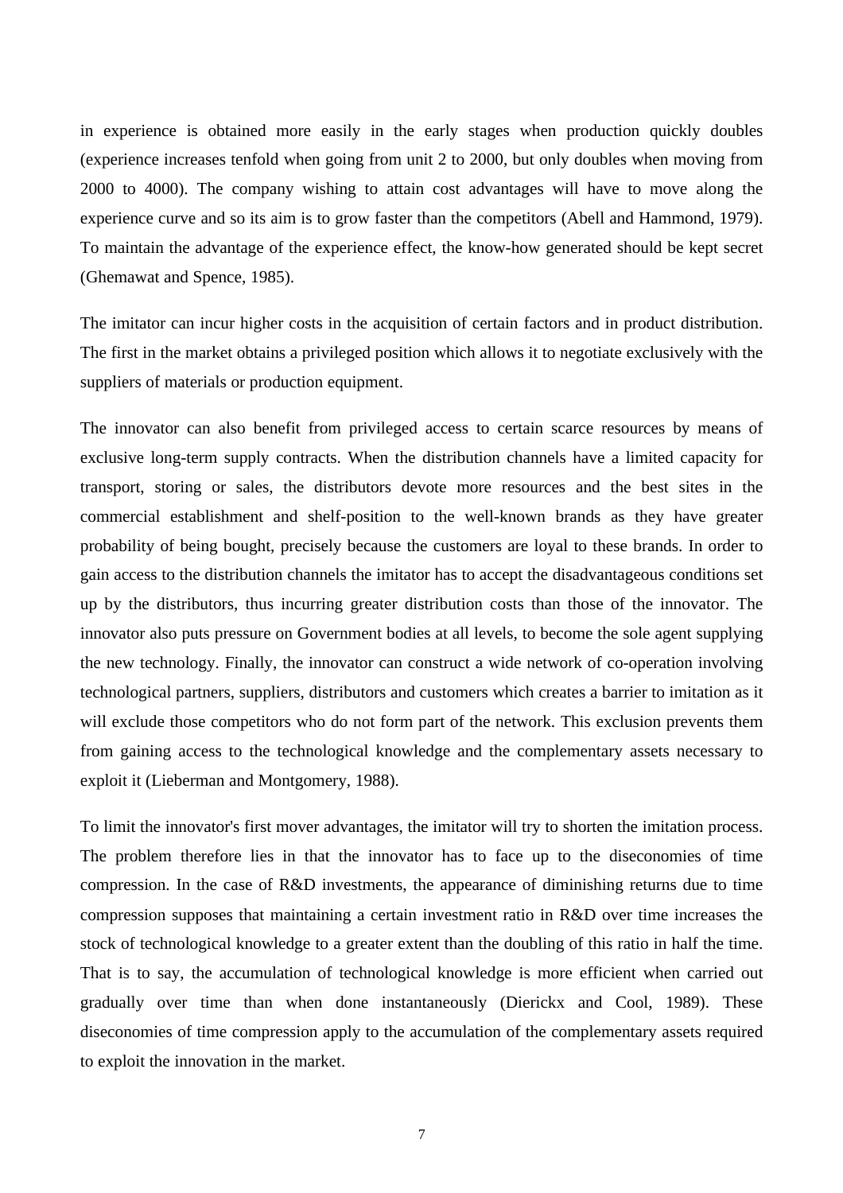in experience is obtained more easily in the early stages when production quickly doubles (experience increases tenfold when going from unit 2 to 2000, but only doubles when moving from 2000 to 4000). The company wishing to attain cost advantages will have to move along the experience curve and so its aim is to grow faster than the competitors (Abell and Hammond, 1979). To maintain the advantage of the experience effect, the know-how generated should be kept secret (Ghemawat and Spence, 1985).

The imitator can incur higher costs in the acquisition of certain factors and in product distribution. The first in the market obtains a privileged position which allows it to negotiate exclusively with the suppliers of materials or production equipment.

The innovator can also benefit from privileged access to certain scarce resources by means of exclusive long-term supply contracts. When the distribution channels have a limited capacity for transport, storing or sales, the distributors devote more resources and the best sites in the commercial establishment and shelf-position to the well-known brands as they have greater probability of being bought, precisely because the customers are loyal to these brands. In order to gain access to the distribution channels the imitator has to accept the disadvantageous conditions set up by the distributors, thus incurring greater distribution costs than those of the innovator. The innovator also puts pressure on Government bodies at all levels, to become the sole agent supplying the new technology. Finally, the innovator can construct a wide network of co-operation involving technological partners, suppliers, distributors and customers which creates a barrier to imitation as it will exclude those competitors who do not form part of the network. This exclusion prevents them from gaining access to the technological knowledge and the complementary assets necessary to exploit it (Lieberman and Montgomery, 1988).

To limit the innovator's first mover advantages, the imitator will try to shorten the imitation process. The problem therefore lies in that the innovator has to face up to the diseconomies of time compression. In the case of R&D investments, the appearance of diminishing returns due to time compression supposes that maintaining a certain investment ratio in R&D over time increases the stock of technological knowledge to a greater extent than the doubling of this ratio in half the time. That is to say, the accumulation of technological knowledge is more efficient when carried out gradually over time than when done instantaneously (Dierickx and Cool, 1989). These diseconomies of time compression apply to the accumulation of the complementary assets required to exploit the innovation in the market.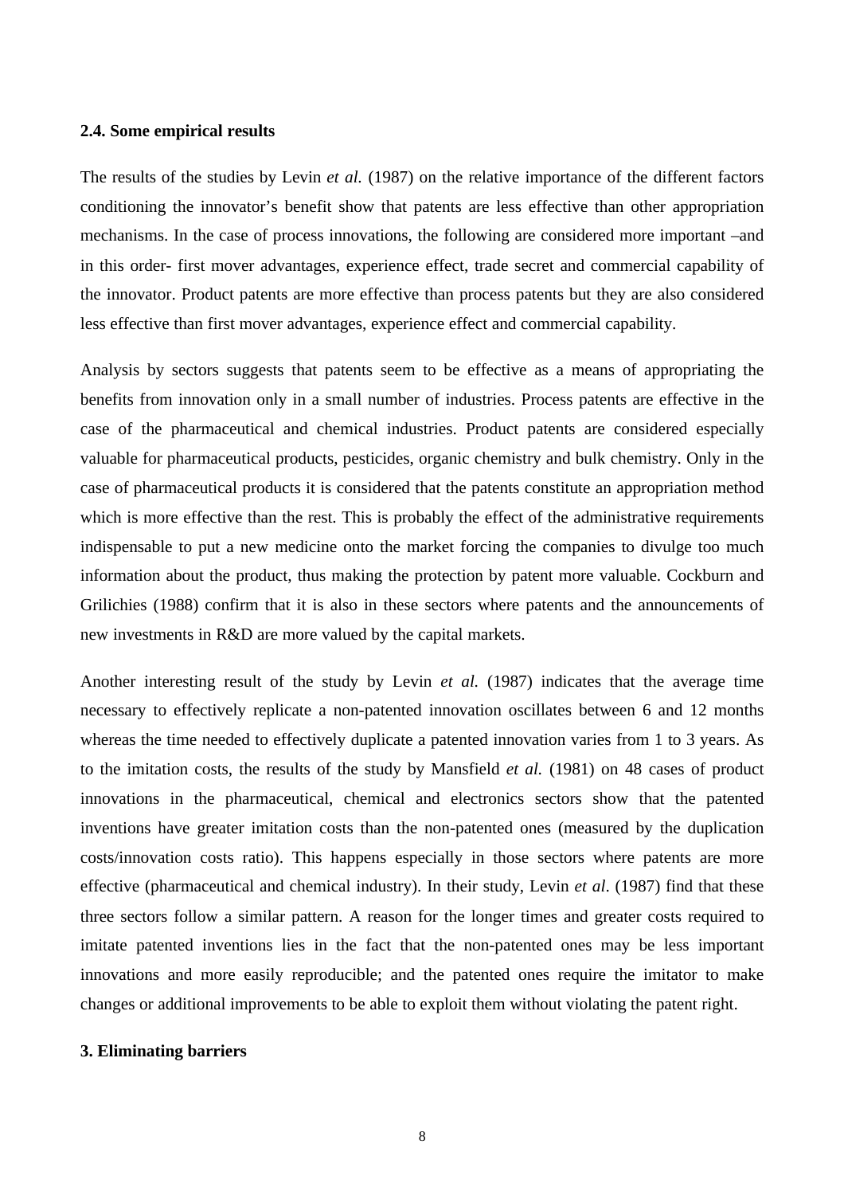### 2.4. Some empirical results

The results of the studies by Levin *et al.* (1987) on the relative importance of the different factors conditioning the innovator's benefit show that patents are less effective than other appropriation mechanisms. In the case of process innovations, the following are considered more important –and in this order- first mover advantages, experience effect, trade secret and commercial capability of the innovator. Product patents are more effective than process patents but they are also considered less effective than first mover advantages, experience effect and commercial capability.

Analysis by sectors suggests that patents seem to be effective as a means of appropriating the benefits from innovation only in a small number of industries. Process patents are effective in the case of the pharmaceutical and chemical industries. Product patents are considered especially valuable for pharmaceutical products, pesticides, organic chemistry and bulk chemistry. Only in the case of pharmaceutical products it is considered that the patents constitute an appropriation method which is more effective than the rest. This is probably the effect of the administrative requirements indispensable to put a new medicine onto the market forcing the companies to divulge too much information about the product, thus making the protection by patent more valuable. Cockburn and Grilichies (1988) confirm that it is also in these sectors where patents and the announcements of new investments in R&D are more valued by the capital markets.

Another interesting result of the study by Levin *et al.* (1987) indicates that the average time necessary to effectively replicate a non-patented innovation oscillates between 6 and 12 months whereas the time needed to effectively duplicate a patented innovation varies from 1 to 3 years. As to the imitation costs, the results of the study by Mansfield *et al.* (1981) on 48 cases of product innovations in the pharmaceutical, chemical and electronics sectors show that the patented inventions have greater imitation costs than the non-patented ones (measured by the duplication costs/innovation costs ratio). This happens especially in those sectors where patents are more effective (pharmaceutical and chemical industry). In their study, Levin *et al*. (1987) find that these three sectors follow a similar pattern. A reason for the longer times and greater costs required to imitate patented inventions lies in the fact that the non-patented ones may be less important innovations and more easily reproducible; and the patented ones require the imitator to make changes or additional improvements to be able to exploit them without violating the patent right.

## 3. Eliminating barriers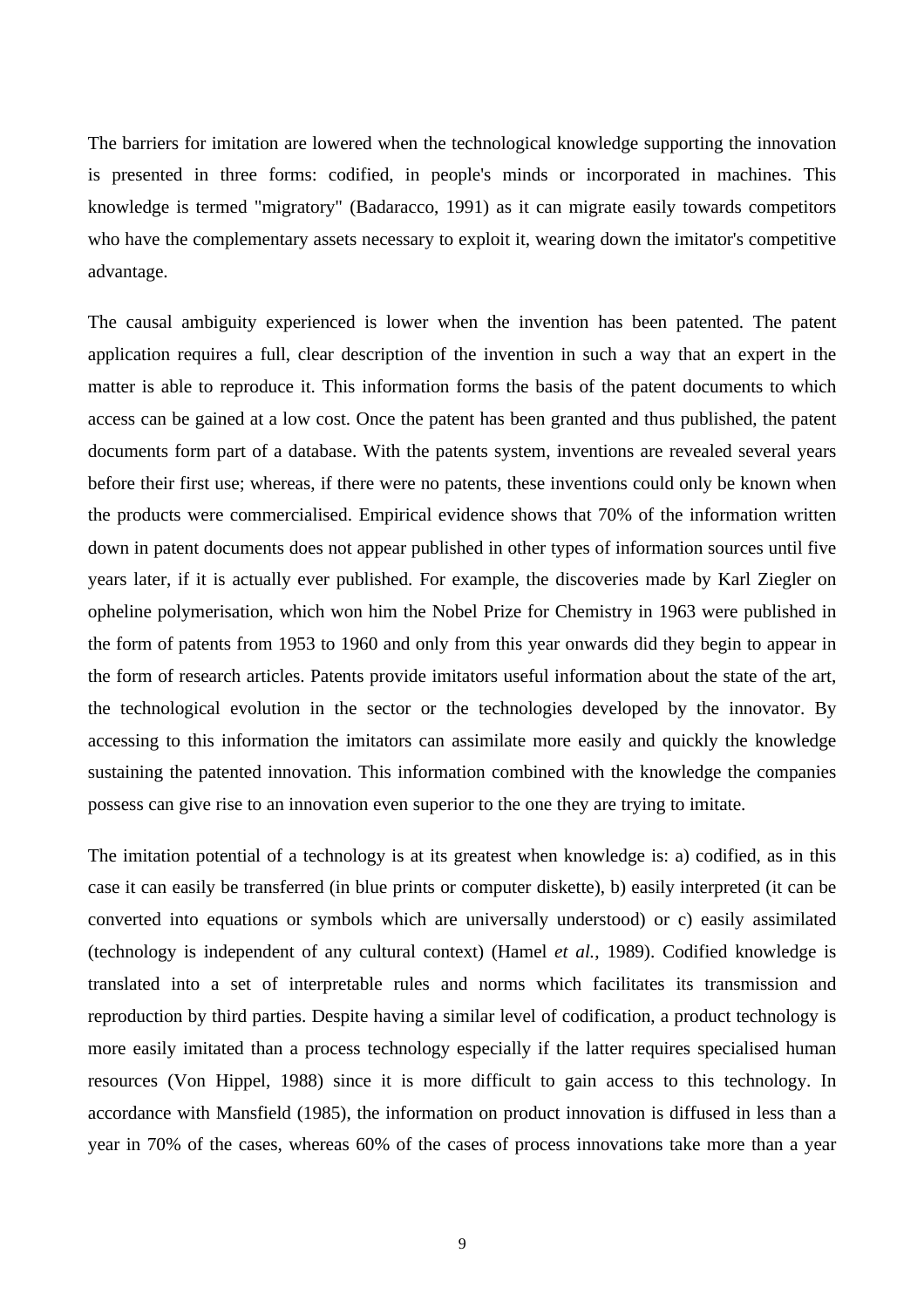The barriers for imitation are lowered when the technological knowledge supporting the innovation is presented in three forms: codified, in people's minds or incorporated in machines. This knowledge is termed "migratory" (Badaracco, 1991) as it can migrate easily towards competitors who have the complementary assets necessary to exploit it, wearing down the imitator's competitive advantage.

The causal ambiguity experienced is lower when the invention has been patented. The patent application requires a full, clear description of the invention in such a way that an expert in the matter is able to reproduce it. This information forms the basis of the patent documents to which access can be gained at a low cost. Once the patent has been granted and thus published, the patent documents form part of a database. With the patents system, inventions are revealed several years before their first use; whereas, if there were no patents, these inventions could only be known when the products were commercialised. Empirical evidence shows that 70% of the information written down in patent documents does not appear published in other types of information sources until five years later, if it is actually ever published. For example, the discoveries made by Karl Ziegler on opheline polymerisation, which won him the Nobel Prize for Chemistry in 1963 were published in the form of patents from 1953 to 1960 and only from this year onwards did they begin to appear in the form of research articles. Patents provide imitators useful information about the state of the art, the technological evolution in the sector or the technologies developed by the innovator. By accessing to this information the imitators can assimilate more easily and quickly the knowledge sustaining the patented innovation. This information combined with the knowledge the companies possess can give rise to an innovation even superior to the one they are trying to imitate.

The imitation potential of a technology is at its greatest when knowledge is: a) codified, as in this case it can easily be transferred (in blue prints or computer diskette), b) easily interpreted (it can be converted into equations or symbols which are universally understood) or c) easily assimilated (technology is independent of any cultural context) (Hamel *et al.*, 1989). Codified knowledge is translated into a set of interpretable rules and norms which facilitates its transmission and reproduction by third parties. Despite having a similar level of codification, a product technology is more easily imitated than a process technology especially if the latter requires specialised human resources (Von Hippel, 1988) since it is more difficult to gain access to this technology. In accordance with Mansfield (1985), the information on product innovation is diffused in less than a year in 70% of the cases, whereas 60% of the cases of process innovations take more than a year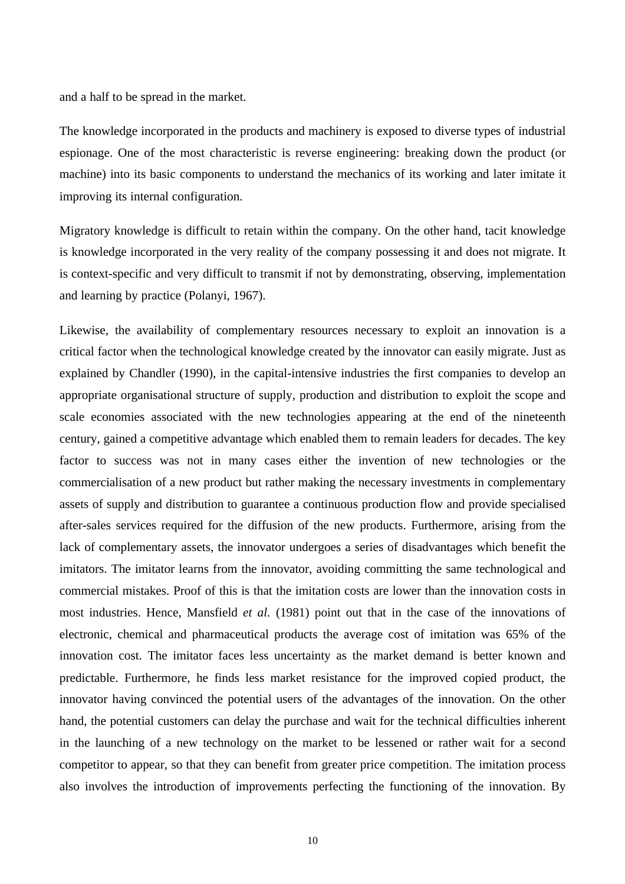and a half to be spread in the market.

The knowledge incorporated in the products and machinery is exposed to diverse types of industrial espionage. One of the most characteristic is reverse engineering: breaking down the product (or machine) into its basic components to understand the mechanics of its working and later imitate it improving its internal configuration.

Migratory knowledge is difficult to retain within the company. On the other hand, tacit knowledge is knowledge incorporated in the very reality of the company possessing it and does not migrate. It is context-specific and very difficult to transmit if not by demonstrating, observing, implementation and learning by practice (Polanyi, 1967).

Likewise, the availability of complementary resources necessary to exploit an innovation is a critical factor when the technological knowledge created by the innovator can easily migrate. Just as explained by Chandler (1990), in the capital-intensive industries the first companies to develop an appropriate organisational structure of supply, production and distribution to exploit the scope and scale economies associated with the new technologies appearing at the end of the nineteenth century, gained a competitive advantage which enabled them to remain leaders for decades. The key factor to success was not in many cases either the invention of new technologies or the commercialisation of a new product but rather making the necessary investments in complementary assets of supply and distribution to guarantee a continuous production flow and provide specialised after-sales services required for the diffusion of the new products. Furthermore, arising from the lack of complementary assets, the innovator undergoes a series of disadvantages which benefit the imitators. The imitator learns from the innovator, avoiding committing the same technological and commercial mistakes. Proof of this is that the imitation costs are lower than the innovation costs in most industries. Hence, Mansfield *et al.* (1981) point out that in the case of the innovations of electronic, chemical and pharmaceutical products the average cost of imitation was 65% of the innovation cost. The imitator faces less uncertainty as the market demand is better known and predictable. Furthermore, he finds less market resistance for the improved copied product, the innovator having convinced the potential users of the advantages of the innovation. On the other hand, the potential customers can delay the purchase and wait for the technical difficulties inherent in the launching of a new technology on the market to be lessened or rather wait for a second competitor to appear, so that they can benefit from greater price competition. The imitation process also involves the introduction of improvements perfecting the functioning of the innovation. By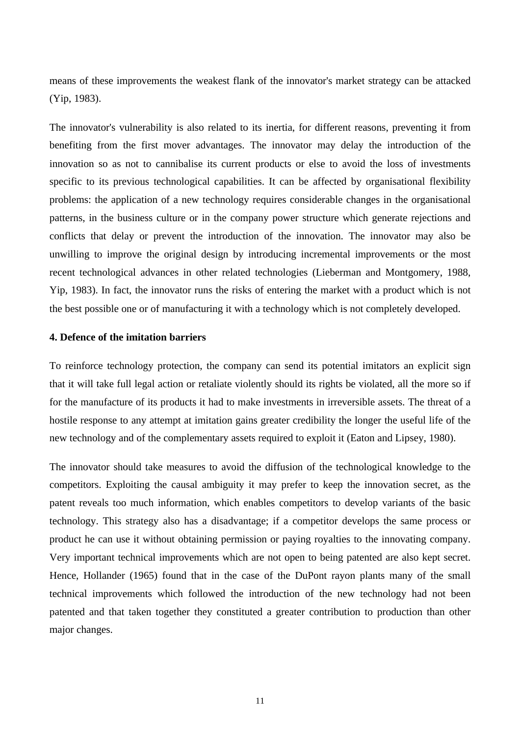means of these improvements the weakest flank of the innovator's market strategy can be attacked (Yip, 1983).

The innovator's vulnerability is also related to its inertia, for different reasons, preventing it from benefiting from the first mover advantages. The innovator may delay the introduction of the innovation so as not to cannibalise its current products or else to avoid the loss of investments specific to its previous technological capabilities. It can be affected by organisational flexibility problems: the application of a new technology requires considerable changes in the organisational patterns, in the business culture or in the company power structure which generate rejections and conflicts that delay or prevent the introduction of the innovation. The innovator may also be unwilling to improve the original design by introducing incremental improvements or the most recent technological advances in other related technologies (Lieberman and Montgomery, 1988, Yip, 1983). In fact, the innovator runs the risks of entering the market with a product which is not the best possible one or of manufacturing it with a technology which is not completely developed.

#### 4. Defence of the imitation barriers

To reinforce technology protection, the company can send its potential imitators an explicit sign that it will take full legal action or retaliate violently should its rights be violated, all the more so if for the manufacture of its products it had to make investments in irreversible assets. The threat of a hostile response to any attempt at imitation gains greater credibility the longer the useful life of the new technology and of the complementary assets required to exploit it (Eaton and Lipsey, 1980).

The innovator should take measures to avoid the diffusion of the technological knowledge to the competitors. Exploiting the causal ambiguity it may prefer to keep the innovation secret, as the patent reveals too much information, which enables competitors to develop variants of the basic technology. This strategy also has a disadvantage; if a competitor develops the same process or product he can use it without obtaining permission or paying royalties to the innovating company. Very important technical improvements which are not open to being patented are also kept secret. Hence, Hollander (1965) found that in the case of the DuPont rayon plants many of the small technical improvements which followed the introduction of the new technology had not been patented and that taken together they constituted a greater contribution to production than other major changes.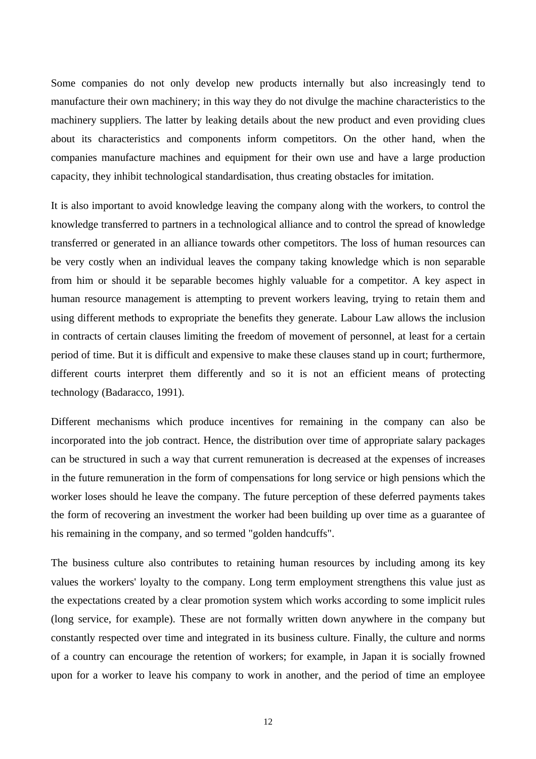Some companies do not only develop new products internally but also increasingly tend to manufacture their own machinery; in this way they do not divulge the machine characteristics to the machinery suppliers. The latter by leaking details about the new product and even providing clues about its characteristics and components inform competitors. On the other hand, when the companies manufacture machines and equipment for their own use and have a large production capacity, they inhibit technological standardisation, thus creating obstacles for imitation.

It is also important to avoid knowledge leaving the company along with the workers, to control the knowledge transferred to partners in a technological alliance and to control the spread of knowledge transferred or generated in an alliance towards other competitors. The loss of human resources can be very costly when an individual leaves the company taking knowledge which is non separable from him or should it be separable becomes highly valuable for a competitor. A key aspect in human resource management is attempting to prevent workers leaving, trying to retain them and using different methods to expropriate the benefits they generate. Labour Law allows the inclusion in contracts of certain clauses limiting the freedom of movement of personnel, at least for a certain period of time. But it is difficult and expensive to make these clauses stand up in court; furthermore, different courts interpret them differently and so it is not an efficient means of protecting technology (Badaracco, 1991).

Different mechanisms which produce incentives for remaining in the company can also be incorporated into the job contract. Hence, the distribution over time of appropriate salary packages can be structured in such a way that current remuneration is decreased at the expenses of increases in the future remuneration in the form of compensations for long service or high pensions which the worker loses should he leave the company. The future perception of these deferred payments takes the form of recovering an investment the worker had been building up over time as a guarantee of his remaining in the company, and so termed "golden handcuffs".

The business culture also contributes to retaining human resources by including among its key values the workers' loyalty to the company. Long term employment strengthens this value just as the expectations created by a clear promotion system which works according to some implicit rules (long service, for example). These are not formally written down anywhere in the company but constantly respected over time and integrated in its business culture. Finally, the culture and norms of a country can encourage the retention of workers; for example, in Japan it is socially frowned upon for a worker to leave his company to work in another, and the period of time an employee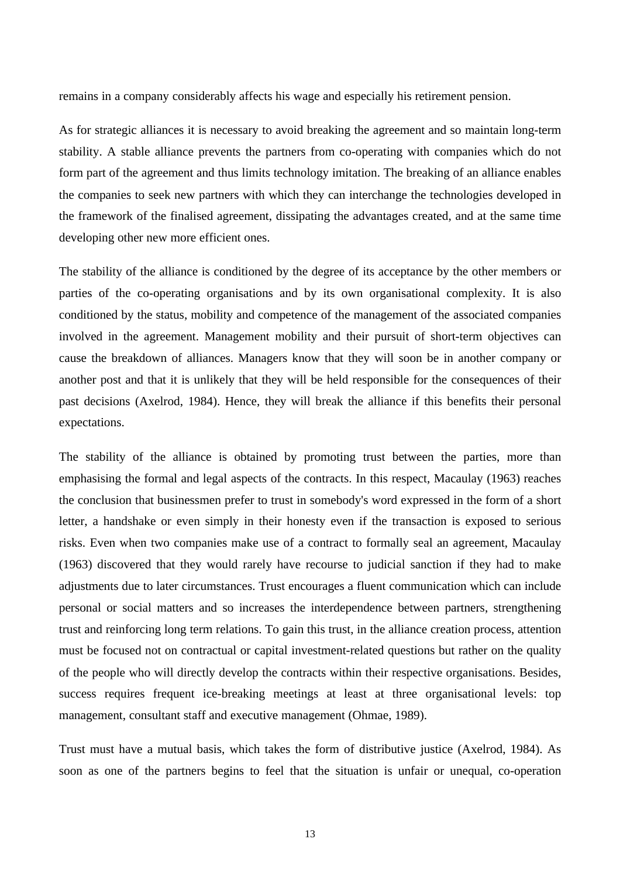remains in a company considerably affects his wage and especially his retirement pension.

As for strategic alliances it is necessary to avoid breaking the agreement and so maintain long-term stability. A stable alliance prevents the partners from co-operating with companies which do not form part of the agreement and thus limits technology imitation. The breaking of an alliance enables the companies to seek new partners with which they can interchange the technologies developed in the framework of the finalised agreement, dissipating the advantages created, and at the same time developing other new more efficient ones.

The stability of the alliance is conditioned by the degree of its acceptance by the other members or parties of the co-operating organisations and by its own organisational complexity. It is also conditioned by the status, mobility and competence of the management of the associated companies involved in the agreement. Management mobility and their pursuit of short-term objectives can cause the breakdown of alliances. Managers know that they will soon be in another company or another post and that it is unlikely that they will be held responsible for the consequences of their past decisions (Axelrod, 1984). Hence, they will break the alliance if this benefits their personal expectations.

The stability of the alliance is obtained by promoting trust between the parties, more than emphasising the formal and legal aspects of the contracts. In this respect, Macaulay (1963) reaches the conclusion that businessmen prefer to trust in somebody's word expressed in the form of a short letter, a handshake or even simply in their honesty even if the transaction is exposed to serious risks. Even when two companies make use of a contract to formally seal an agreement, Macaulay (1963) discovered that they would rarely have recourse to judicial sanction if they had to make adjustments due to later circumstances. Trust encourages a fluent communication which can include personal or social matters and so increases the interdependence between partners, strengthening trust and reinforcing long term relations. To gain this trust, in the alliance creation process, attention must be focused not on contractual or capital investment-related questions but rather on the quality of the people who will directly develop the contracts within their respective organisations. Besides, success requires frequent ice-breaking meetings at least at three organisational levels: top management, consultant staff and executive management (Ohmae, 1989).

Trust must have a mutual basis, which takes the form of distributive justice (Axelrod, 1984). As soon as one of the partners begins to feel that the situation is unfair or unequal, co-operation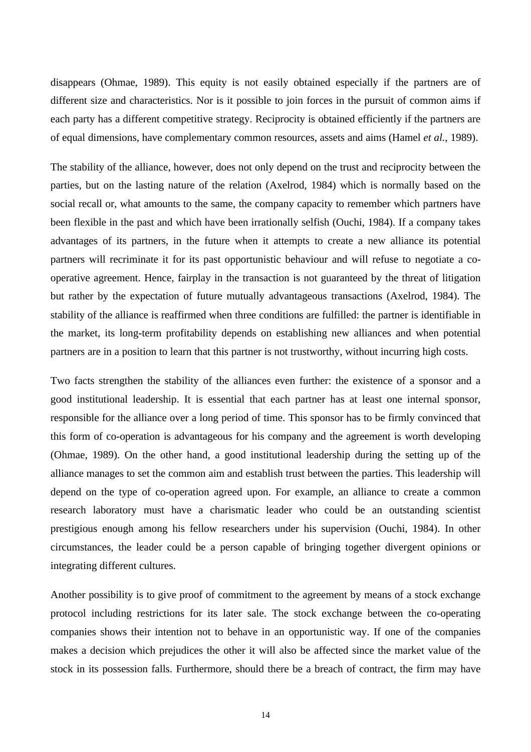disappears (Ohmae, 1989). This equity is not easily obtained especially if the partners are of different size and characteristics. Nor is it possible to join forces in the pursuit of common aims if each party has a different competitive strategy. Reciprocity is obtained efficiently if the partners are of equal dimensions, have complementary common resources, assets and aims (Hamel *et al.*, 1989).

The stability of the alliance, however, does not only depend on the trust and reciprocity between the parties, but on the lasting nature of the relation (Axelrod, 1984) which is normally based on the social recall or, what amounts to the same, the company capacity to remember which partners have been flexible in the past and which have been irrationally selfish (Ouchi, 1984). If a company takes advantages of its partners, in the future when it attempts to create a new alliance its potential partners will recriminate it for its past opportunistic behaviour and will refuse to negotiate a co-operative agreement. Hence, fairplay in the transaction is not guaranteed by the threat of litigation but rather by the expectation of future mutually advantageous transactions (Axelrod, 1984). The stability of the alliance is reaffirmed when three conditions are fulfilled: the partner is identifiable in the market, its long-term profitability depends on establishing new alliances and when potential partners are in a position to learn that this partner is not trustworthy, without incurring high costs.

Two facts strengthen the stability of the alliances even further: the existence of a sponsor and a good institutional leadership. It is essential that each partner has at least one internal sponsor, responsible for the alliance over a long period of time. This sponsor has to be firmly convinced that this form of co-operation is advantageous for his company and the agreement is worth developing (Ohmae, 1989). On the other hand, a good institutional leadership during the setting up of the alliance manages to set the common aim and establish trust between the parties. This leadership will depend on the type of co-operation agreed upon. For example, an alliance to create a common research laboratory must have a charismatic leader who could be an outstanding scientist prestigious enough among his fellow researchers under his supervision (Ouchi, 1984). In other circumstances, the leader could be a person capable of bringing together divergent opinions or integrating different cultures.

Another possibility is to give proof of commitment to the agreement by means of a stock exchange protocol including restrictions for its later sale. The stock exchange between the co-operating companies shows their intention not to behave in an opportunistic way. If one of the companies makes a decision which prejudices the other it will also be affected since the market value of the stock in its possession falls. Furthermore, should there be a breach of contract, the firm may have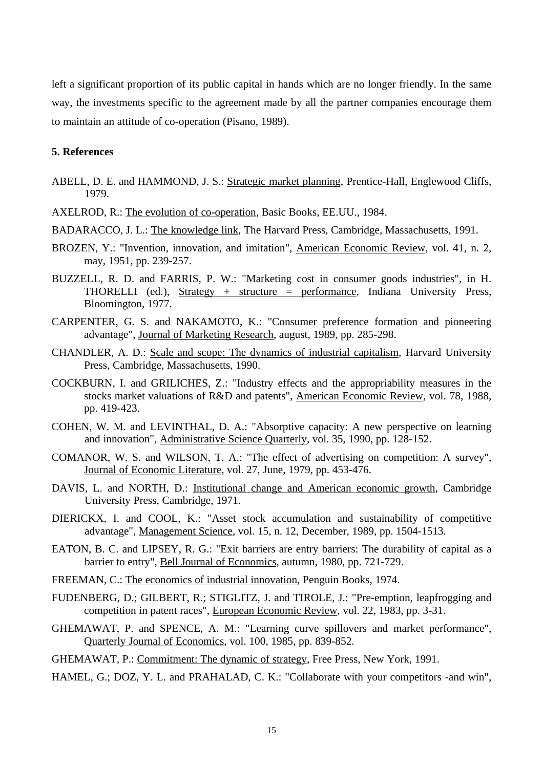left a significant proportion of its public capital in hands which are no longer friendly. In the same way, the investments specific to the agreement made by all the partner companies encourage them to maintain an attitude of co-operation (Pisano, 1989).

### 5. References

ABELL, D. E. and HAMMOND, J. S.: Strategic market planning, Prentice-Hall, Englewood Cliffs, 1979.

AXELROD, R.: The evolution of co-operation, Basic Books, EE.UU., 1984.

BADARACCO, J. L.: The knowledge link, The Harvard Press, Cambridge, Massachusetts, 1991.

BROZEN, Y.: "Invention, innovation, and imitation", American Economic Review, vol. 41, n. 2, may, 1951, pp. 239-257.

BUZZELL, R. D. and FARRIS, P. W.: "Marketing cost in consumer goods industries", in H. THORELLI (ed.), Strategy + structure = performance, Indiana University Press, Bloomington, 1977.

CARPENTER, G. S. and NAKAMOTO, K.: "Consumer preference formation and pioneering advantage", Journal of Marketing Research, august, 1989, pp. 285-298.

CHANDLER, A. D.: Scale and scope: The dynamics of industrial capitalism, Harvard University Press, Cambridge, Massachusetts, 1990.

COCKBURN, I. and GRILICHES, Z.: "Industry effects and the appropriability measures in the stocks market valuations of R&D and patents", American Economic Review, vol. 78, 1988, pp. 419-423.

COHEN, W. M. and LEVINTHAL, D. A.: "Absorptive capacity: A new perspective on learning and innovation", Administrative Science Quarterly, vol. 35, 1990, pp. 128-152.

COMANOR, W. S. and WILSON, T. A.: "The effect of advertising on competition: A survey", Journal of Economic Literature, vol. 27, June, 1979, pp. 453-476.

DAVIS, L. and NORTH, D.: Institutional change and American economic growth, Cambridge University Press, Cambridge, 1971.

DIERICKX, I. and COOL, K.: "Asset stock accumulation and sustainability of competitive advantage", Management Science, vol. 15, n. 12, December, 1989, pp. 1504-1513.

EATON, B. C. and LIPSEY, R. G.: "Exit barriers are entry barriers: The durability of capital as a barrier to entry", Bell Journal of Economics, autumn, 1980, pp. 721-729.

FREEMAN, C.: The economics of industrial innovation, Penguin Books, 1974.

FUDENBERG, D.; GILBERT, R.; STIGLITZ, J. and TIROLE, J.: "Pre-emption, leapfrogging and competition in patent races", European Economic Review, vol. 22, 1983, pp. 3-31.

GHEMAWAT, P. and SPENCE, A. M.: "Learning curve spillovers and market performance", Quarterly Journal of Economics, vol. 100, 1985, pp. 839-852.

GHEMAWAT, P.: Commitment: The dynamic of strategy, Free Press, New York, 1991.

HAMEL, G.; DOZ, Y. L. and PRAHALAD, C. K.: "Collaborate with your competitors -and win",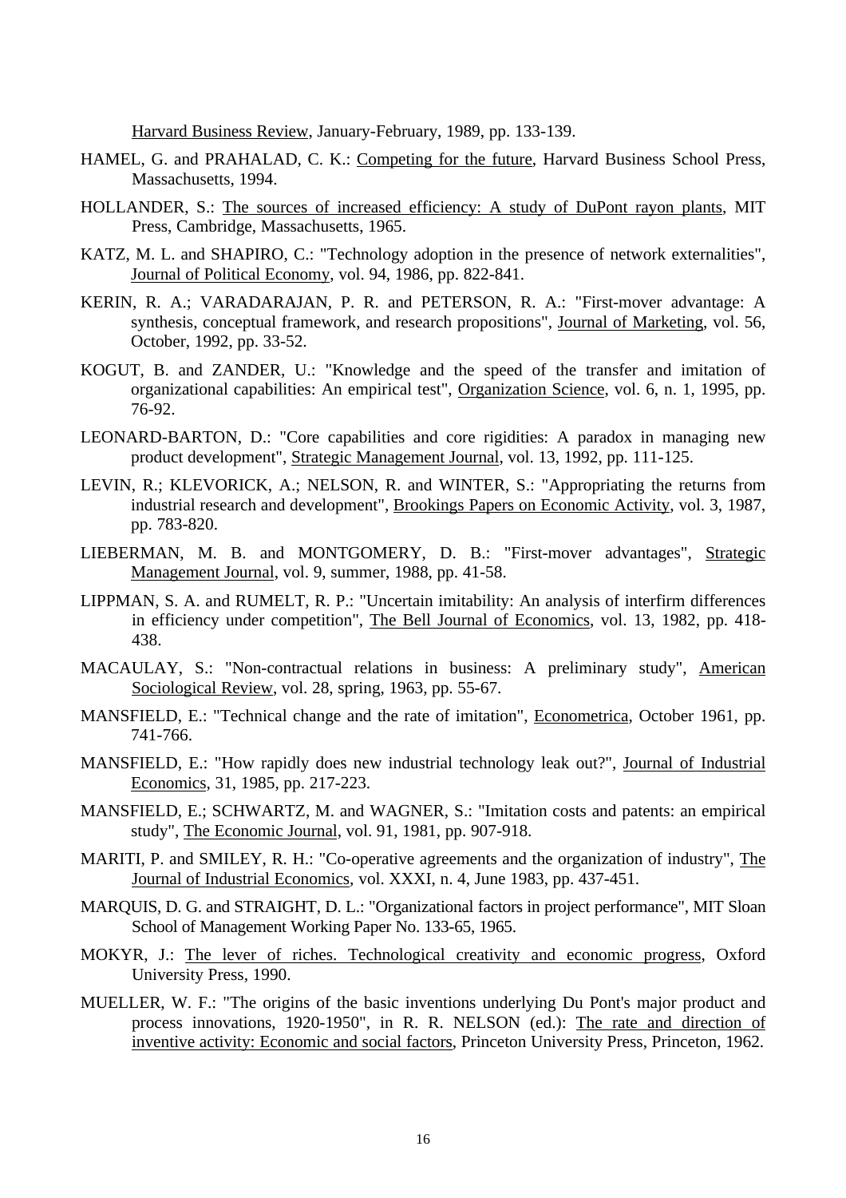Harvard Business Review, January-February, 1989, pp. 133-139.

HAMEL, G. and PRAHALAD, C. K.: Competing for the future, Harvard Business School Press, Massachusetts, 1994.

HOLLANDER, S.: The sources of increased efficiency: A study of DuPont rayon plants, MIT Press, Cambridge, Massachusetts, 1965.

KATZ, M. L. and SHAPIRO, C.: "Technology adoption in the presence of network externalities", Journal of Political Economy, vol. 94, 1986, pp. 822-841.

KERIN, R. A.; VARADARAJAN, P. R. and PETERSON, R. A.: "First-mover advantage: A synthesis, conceptual framework, and research propositions", Journal of Marketing, vol. 56, October, 1992, pp. 33-52.

KOGUT, B. and ZANDER, U.: "Knowledge and the speed of the transfer and imitation of organizational capabilities: An empirical test", Organization Science, vol. 6, n. 1, 1995, pp. 76-92.

LEONARD-BARTON, D.: "Core capabilities and core rigidities: A paradox in managing new product development", Strategic Management Journal, vol. 13, 1992, pp. 111-125.

LEVIN, R.; KLEVORICK, A.; NELSON, R. and WINTER, S.: "Appropriating the returns from industrial research and development", Brookings Papers on Economic Activity, vol. 3, 1987, pp. 783-820.

LIEBERMAN, M. B. and MONTGOMERY, D. B.: "First-mover advantages", Strategic Management Journal, vol. 9, summer, 1988, pp. 41-58.

LIPPMAN, S. A. and RUMELT, R. P.: "Uncertain imitability: An analysis of interfirm differences in efficiency under competition", The Bell Journal of Economics, vol. 13, 1982, pp. 418-438.

MACAULAY, S.: "Non-contractual relations in business: A preliminary study", American Sociological Review, vol. 28, spring, 1963, pp. 55-67.

MANSFIELD, E.: "Technical change and the rate of imitation", Econometrica, October 1961, pp. 741-766.

MANSFIELD, E.: "How rapidly does new industrial technology leak out?", Journal of Industrial Economics, 31, 1985, pp. 217-223.

MANSFIELD, E.; SCHWARTZ, M. and WAGNER, S.: "Imitation costs and patents: an empirical study", The Economic Journal, vol. 91, 1981, pp. 907-918.

MARITI, P. and SMILEY, R. H.: "Co-operative agreements and the organization of industry", The Journal of Industrial Economics, vol. XXXI, n. 4, June 1983, pp. 437-451.

MARQUIS, D. G. and STRAIGHT, D. L.: "Organizational factors in project performance", MIT Sloan School of Management Working Paper No. 133-65, 1965.

MOKYR, J.: The lever of riches. Technological creativity and economic progress, Oxford University Press, 1990.

MUELLER, W. F.: "The origins of the basic inventions underlying Du Pont's major product and process innovations, 1920-1950", in R. R. NELSON (ed.): The rate and direction of inventive activity: Economic and social factors, Princeton University Press, Princeton, 1962.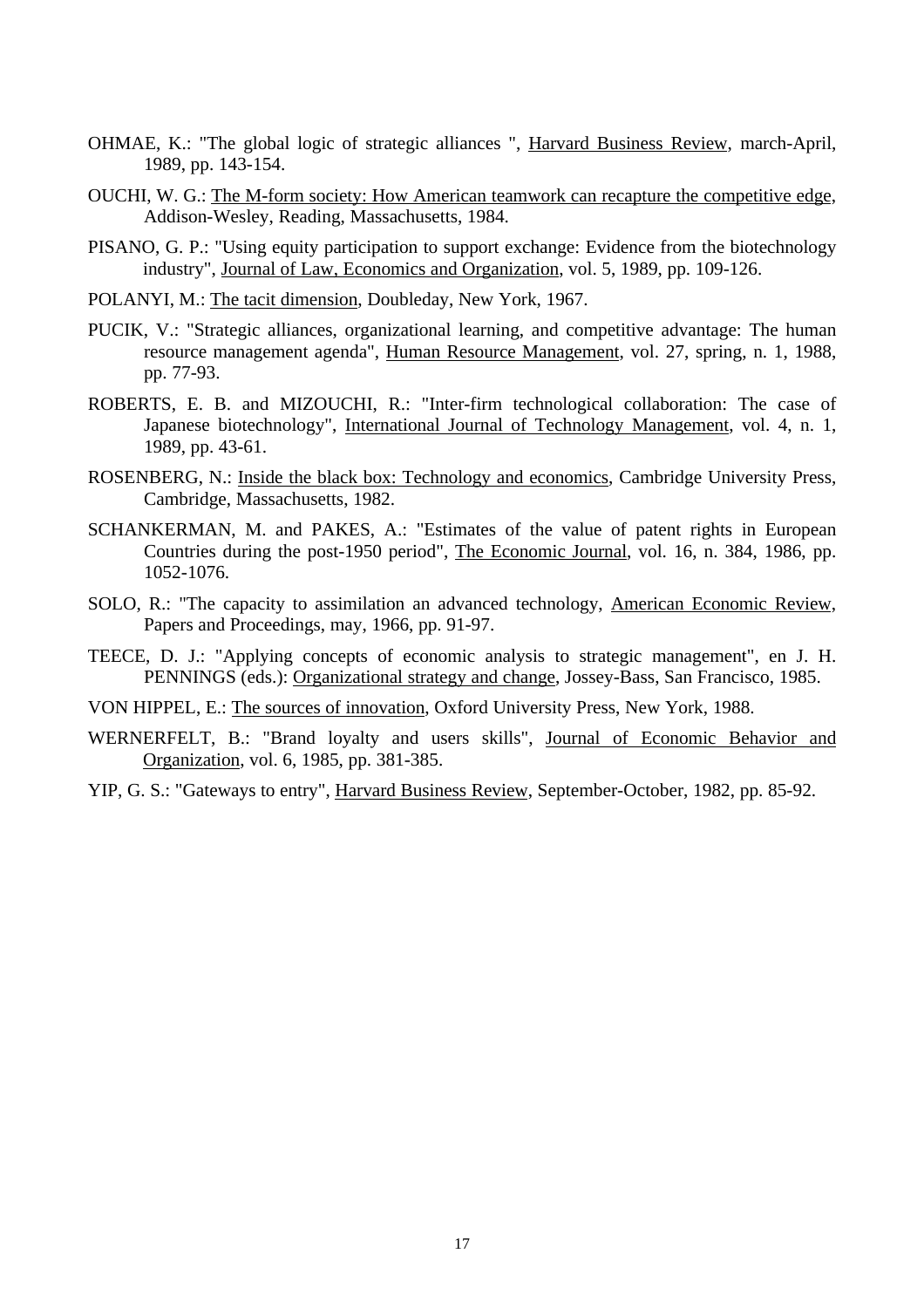OHMAE, K.: "The global logic of strategic alliances ", Harvard Business Review, march-April, 1989, pp. 143-154.

OUCHI, W. G.: The M-form society: How American teamwork can recapture the competitive edge, Addison-Wesley, Reading, Massachusetts, 1984.

PISANO, G. P.: "Using equity participation to support exchange: Evidence from the biotechnology industry", Journal of Law, Economics and Organization, vol. 5, 1989, pp. 109-126.

POLANYI, M.: The tacit dimension, Doubleday, New York, 1967.

PUCIK, V.: "Strategic alliances, organizational learning, and competitive advantage: The human resource management agenda", Human Resource Management, vol. 27, spring, n. 1, 1988, pp. 77-93.

ROBERTS, E. B. and MIZOUCHI, R.: "Inter-firm technological collaboration: The case of Japanese biotechnology", International Journal of Technology Management, vol. 4, n. 1, 1989, pp. 43-61.

ROSENBERG, N.: Inside the black box: Technology and economics, Cambridge University Press, Cambridge, Massachusetts, 1982.

SCHANKERMAN, M. and PAKES, A.: "Estimates of the value of patent rights in European Countries during the post-1950 period", The Economic Journal, vol. 16, n. 384, 1986, pp. 1052-1076.

SOLO, R.: "The capacity to assimilation an advanced technology, American Economic Review, Papers and Proceedings, may, 1966, pp. 91-97.

TEECE, D. J.: "Applying concepts of economic analysis to strategic management", en J. H. PENNINGS (eds.): Organizational strategy and change, Jossey-Bass, San Francisco, 1985.

VON HIPPEL, E.: The sources of innovation, Oxford University Press, New York, 1988.

WERNERFELT, B.: "Brand loyalty and users skills", Journal of Economic Behavior and Organization, vol. 6, 1985, pp. 381-385.

YIP, G. S.: "Gateways to entry", Harvard Business Review, September-October, 1982, pp. 85-92.